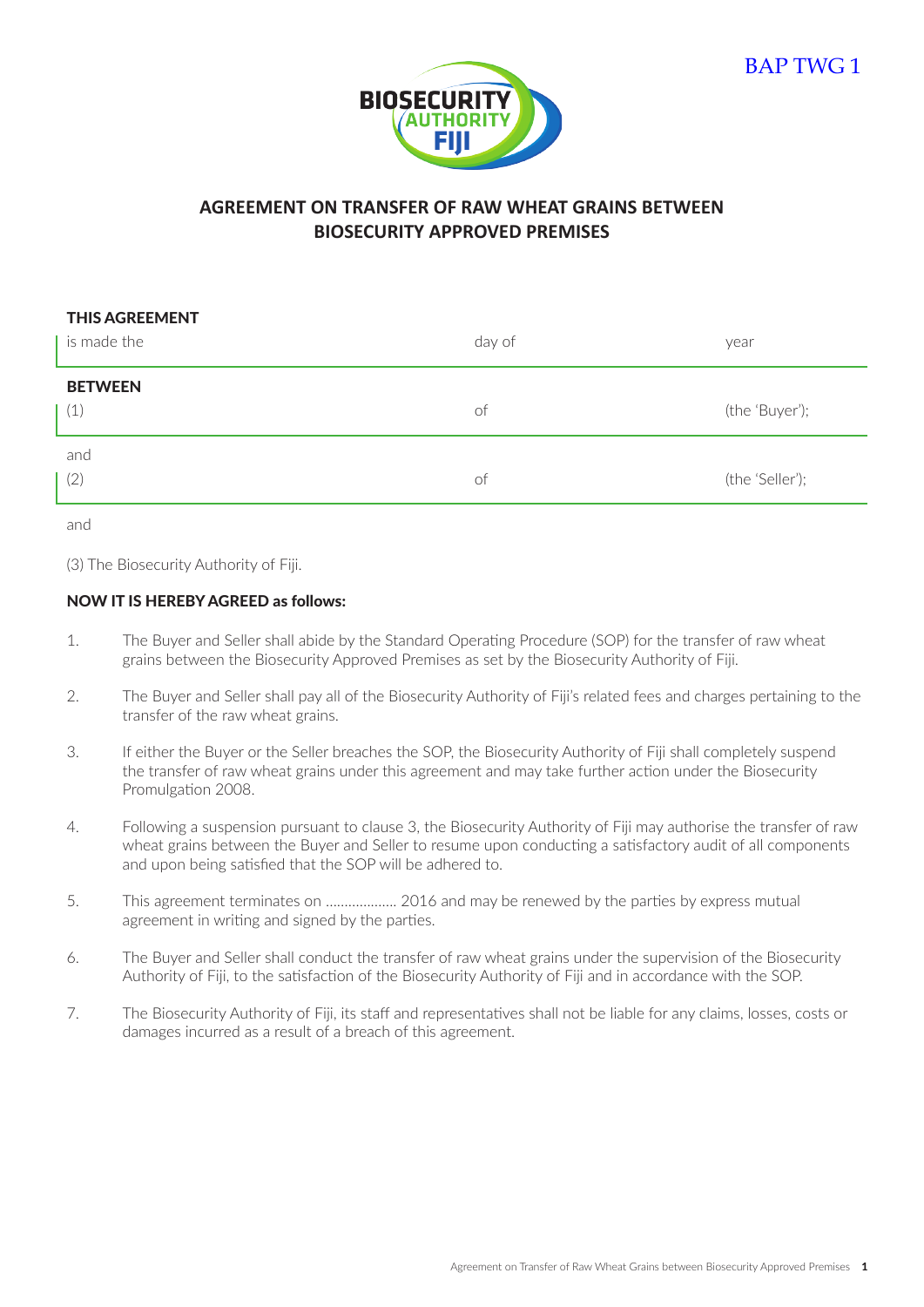BAP TWG 1

BIOSECURITY AUTHORITY FIJI

## AGREEMENT ON TRANSFER OF RAW WHEAT GRAINS BETWEEN BIOSECURITY APPROVED PREMISES

**THIS AGREEMENT**

| is made the | day of | year |
|---|---|---|

**BETWEEN**

| (1) | of | (the 'Buyer'); |
|---|---|---|

and

| (2) | of | (the 'Seller'); |
|---|---|---|

and

(3) The Biosecurity Authority of Fiji.

**NOW IT IS HEREBY AGREED as follows:**

1. The Buyer and Seller shall abide by the Standard Operating Procedure (SOP) for the transfer of raw wheat grains between the Biosecurity Approved Premises as set by the Biosecurity Authority of Fiji.

2. The Buyer and Seller shall pay all of the Biosecurity Authority of Fiji's related fees and charges pertaining to the transfer of the raw wheat grains.

3. If either the Buyer or the Seller breaches the SOP, the Biosecurity Authority of Fiji shall completely suspend the transfer of raw wheat grains under this agreement and may take further action under the Biosecurity Promulgation 2008.

4. Following a suspension pursuant to clause 3, the Biosecurity Authority of Fiji may authorise the transfer of raw wheat grains between the Buyer and Seller to resume upon conducting a satisfactory audit of all components and upon being satisfied that the SOP will be adhered to.

5. This agreement terminates on .................. 2016 and may be renewed by the parties by express mutual agreement in writing and signed by the parties.

6. The Buyer and Seller shall conduct the transfer of raw wheat grains under the supervision of the Biosecurity Authority of Fiji, to the satisfaction of the Biosecurity Authority of Fiji and in accordance with the SOP.

7. The Biosecurity Authority of Fiji, its staff and representatives shall not be liable for any claims, losses, costs or damages incurred as a result of a breach of this agreement.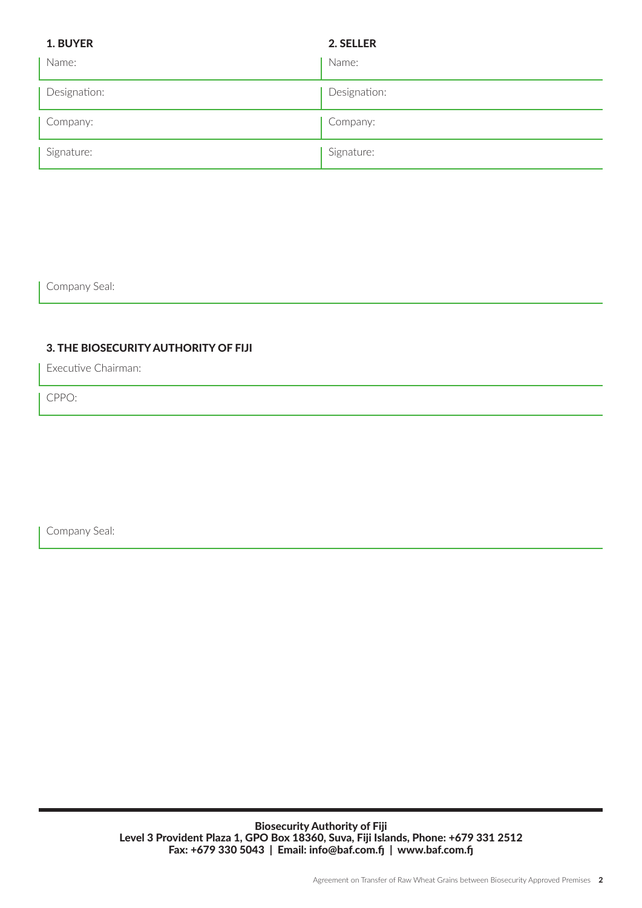| **1. BUYER** | **2. SELLER** |
|---|---|
| Name: | Name: |
| Designation: | Designation: |
| Company: | Company: |
| Signature: | Signature: |

Company Seal:

### 3. THE BIOSECURITY AUTHORITY OF FIJI

Executive Chairman:

CPPO:

Company Seal:

**Biosecurity Authority of Fiji**
**Level 3 Provident Plaza 1, GPO Box 18360, Suva, Fiji Islands, Phone: +679 331 2512**
**Fax: +679 330 5043 | Email: info@baf.com.fj | www.baf.com.fj**